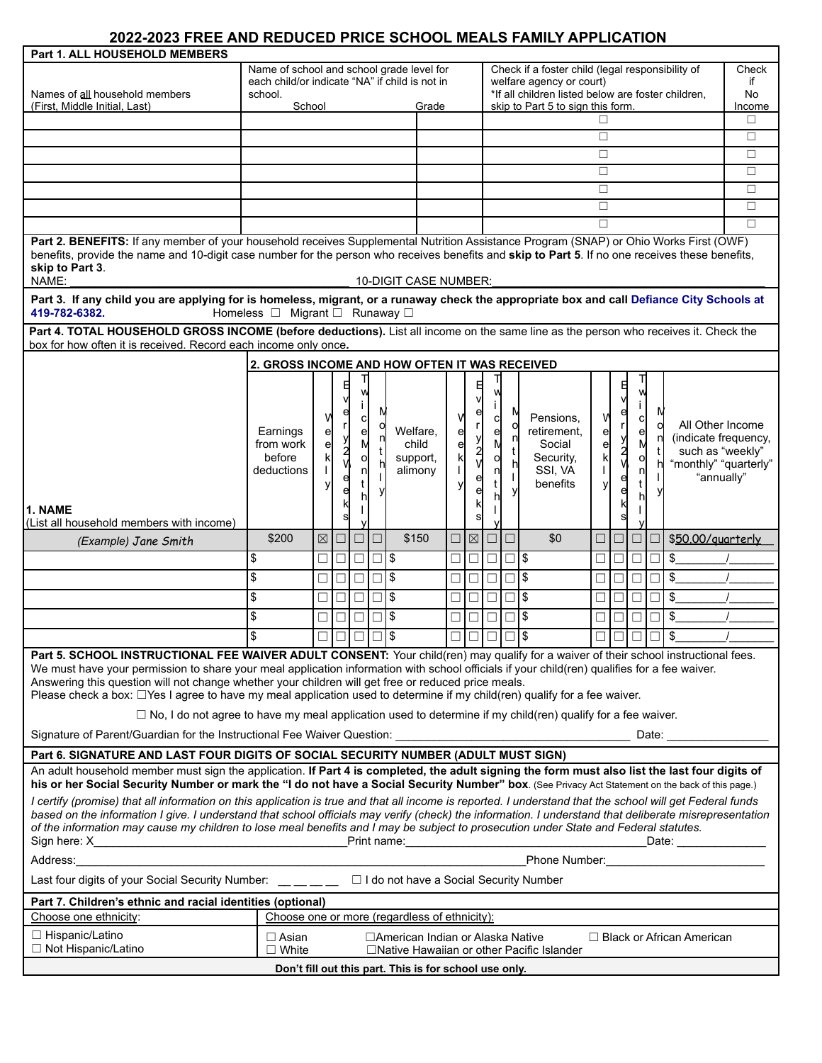# 2022-2023 FREE AND REDUCED PRICE SCHOOL MEALS FAMILY APPLICATION

## Part 1. ALL HOUSEHOLD MEMBERS

| Names of all household members (First, Middle Initial, Last) | Name of school and school grade level for each child/or indicate "NA" if child is not in school. School | Grade | Check if a foster child (legal responsibility of welfare agency or court) *If all children listed below are foster children, skip to Part 5 to sign this form. | Check if No Income |
|---|---|---|---|---|
| | | | ☐ | ☐ |
| | | | ☐ | ☐ |
| | | | ☐ | ☐ |
| | | | ☐ | ☐ |
| | | | ☐ | ☐ |
| | | | ☐ | ☐ |
| | | | ☐ | ☐ |

**Part 2. BENEFITS:** If any member of your household receives Supplemental Nutrition Assistance Program (SNAP) or Ohio Works First (OWF) benefits, provide the name and 10-digit case number for the person who receives benefits and **skip to Part 5**. If no one receives these benefits, **skip to Part 3**.

NAME: ______________________________ 10-DIGIT CASE NUMBER: ______________________________

**Part 3. If any child you are applying for is homeless, migrant, or a runaway check the appropriate box and call Defiance City Schools at 419-782-6382.** Homeless ☐ Migrant ☐ Runaway ☐

**Part 4. TOTAL HOUSEHOLD GROSS INCOME (before deductions).** List all income on the same line as the person who receives it. Check the box for how often it is received. Record each income only once**.**

| 1. NAME (List all household members with income) | 2. GROSS INCOME AND HOW OFTEN IT WAS RECEIVED: Earnings from work before deductions | Weekly | Every 2 Weeks | Twice Monthly | Monthly | Welfare, child support, alimony | Weekly | Every 2 Weeks | Twice Monthly | Monthly | Pensions, retirement, Social Security, SSI, VA benefits | Weekly | Every 2 Weeks | Twice Monthly | Monthly | All Other Income (indicate frequency, such as "weekly" "monthly" "quarterly" "annually" |
|---|---|---|---|---|---|---|---|---|---|---|---|---|---|---|---|---|
| *(Example) Jane Smith* | $200 | ☒ | ☐ | ☐ | ☐ | $150 | ☐ | ☒ | ☐ | ☐ | $0 | ☐ | ☐ | ☐ | ☐ | $50.00/quarterly |
| | $ | ☐ | ☐ | ☐ | ☐ | $ | ☐ | ☐ | ☐ | ☐ | $ | ☐ | ☐ | ☐ | ☐ | $_______/_______ |
| | $ | ☐ | ☐ | ☐ | ☐ | $ | ☐ | ☐ | ☐ | ☐ | $ | ☐ | ☐ | ☐ | ☐ | $_______/_______ |
| | $ | ☐ | ☐ | ☐ | ☐ | $ | ☐ | ☐ | ☐ | ☐ | $ | ☐ | ☐ | ☐ | ☐ | $_______/_______ |
| | $ | ☐ | ☐ | ☐ | ☐ | $ | ☐ | ☐ | ☐ | ☐ | $ | ☐ | ☐ | ☐ | ☐ | $_______/_______ |
| | $ | ☐ | ☐ | ☐ | ☐ | $ | ☐ | ☐ | ☐ | ☐ | $ | ☐ | ☐ | ☐ | ☐ | $_______/_______ |

**Part 5. SCHOOL INSTRUCTIONAL FEE WAIVER ADULT CONSENT:** Your child(ren) may qualify for a waiver of their school instructional fees. We must have your permission to share your meal application information with school officials if your child(ren) qualifies for a fee waiver. Answering this question will not change whether your children will get free or reduced price meals.

Please check a box: ☐Yes I agree to have my meal application used to determine if my child(ren) qualify for a fee waiver.

☐ No, I do not agree to have my meal application used to determine if my child(ren) qualify for a fee waiver.

Signature of Parent/Guardian for the Instructional Fee Waiver Question: ______________________________ Date: ______________

**Part 6. SIGNATURE AND LAST FOUR DIGITS OF SOCIAL SECURITY NUMBER (ADULT MUST SIGN)**

An adult household member must sign the application. **If Part 4 is completed, the adult signing the form must also list the last four digits of his or her Social Security Number or mark the "I do not have a Social Security Number" box**. (See Privacy Act Statement on the back of this page.)

*I certify (promise) that all information on this application is true and that all income is reported. I understand that the school will get Federal funds based on the information I give. I understand that school officials may verify (check) the information. I understand that deliberate misrepresentation of the information may cause my children to lose meal benefits and I may be subject to prosecution under State and Federal statutes.*

Sign here: X______________________________ Print name:______________________________ Date: ______________

Address:______________________________________________________ Phone Number:______________________

Last four digits of your Social Security Number: __ __ __ __ ☐ I do not have a Social Security Number

**Part 7. Children's ethnic and racial identities (optional)**

| Choose one ethnicity: | Choose one or more (regardless of ethnicity): |
|---|---|
| ☐ Hispanic/Latino<br>☐ Not Hispanic/Latino | ☐ Asian ☐American Indian or Alaska Native ☐ Black or African American<br>☐ White ☐Native Hawaiian or other Pacific Islander |

**Don't fill out this part. This is for school use only.**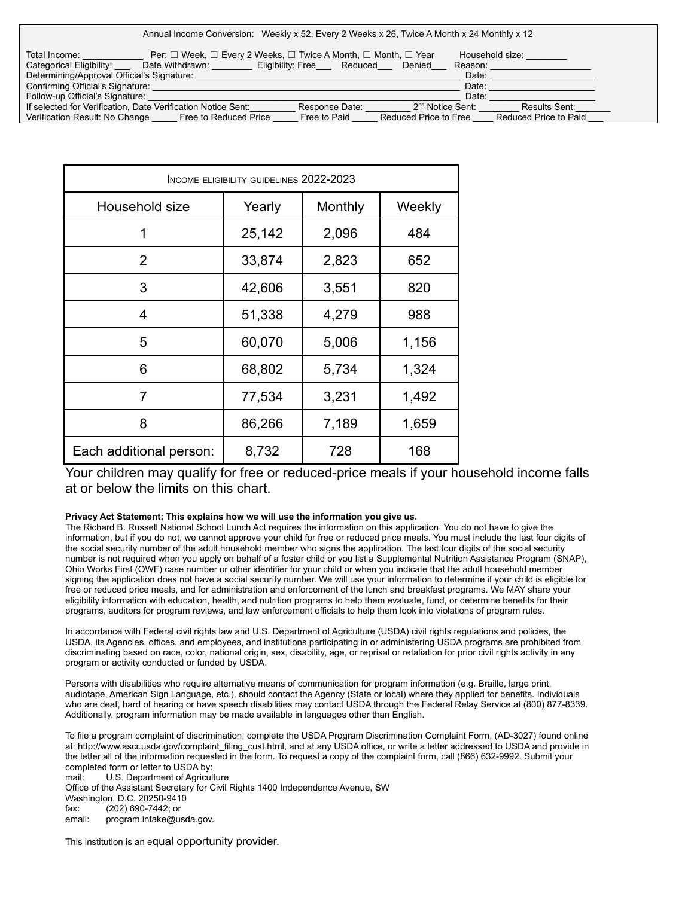Annual Income Conversion: Weekly x 52, Every 2 Weeks x 26, Twice A Month x 24 Monthly x 12

Total Income: ____________ Per: ☐ Week, ☐ Every 2 Weeks, ☐ Twice A Month, ☐ Month, ☐ Year Household size: ________
Categorical Eligibility: ___ Date Withdrawn: ________ Eligibility: Free___ Reduced___ Denied___ Reason: ____________________
Determining/Approval Official's Signature: ______________________________________________________________ Date: _____________________
Confirming Official's Signature: ______________________________________________________________ Date: _____________________
Follow-up Official's Signature: ______________________________________________________________ Date: _____________________
If selected for Verification, Date Verification Notice Sent:_________ Response Date: _________ 2nd Notice Sent: ________ Results Sent:______
Verification Result: No Change _____ Free to Reduced Price _____ Free to Paid _____ Reduced Price to Free ____ Reduced Price to Paid ___

| Income eligibility guidelines 2022-2023 | | | |
|---|---|---|---|
| Household size | Yearly | Monthly | Weekly |
| 1 | 25,142 | 2,096 | 484 |
| 2 | 33,874 | 2,823 | 652 |
| 3 | 42,606 | 3,551 | 820 |
| 4 | 51,338 | 4,279 | 988 |
| 5 | 60,070 | 5,006 | 1,156 |
| 6 | 68,802 | 5,734 | 1,324 |
| 7 | 77,534 | 3,231 | 1,492 |
| 8 | 86,266 | 7,189 | 1,659 |
| Each additional person: | 8,732 | 728 | 168 |

Your children may qualify for free or reduced-price meals if your household income falls at or below the limits on this chart.

**Privacy Act Statement: This explains how we will use the information you give us.**
The Richard B. Russell National School Lunch Act requires the information on this application. You do not have to give the information, but if you do not, we cannot approve your child for free or reduced price meals. You must include the last four digits of the social security number of the adult household member who signs the application. The last four digits of the social security number is not required when you apply on behalf of a foster child or you list a Supplemental Nutrition Assistance Program (SNAP), Ohio Works First (OWF) case number or other identifier for your child or when you indicate that the adult household member signing the application does not have a social security number. We will use your information to determine if your child is eligible for free or reduced price meals, and for administration and enforcement of the lunch and breakfast programs. We MAY share your eligibility information with education, health, and nutrition programs to help them evaluate, fund, or determine benefits for their programs, auditors for program reviews, and law enforcement officials to help them look into violations of program rules.

In accordance with Federal civil rights law and U.S. Department of Agriculture (USDA) civil rights regulations and policies, the USDA, its Agencies, offices, and employees, and institutions participating in or administering USDA programs are prohibited from discriminating based on race, color, national origin, sex, disability, age, or reprisal or retaliation for prior civil rights activity in any program or activity conducted or funded by USDA.

Persons with disabilities who require alternative means of communication for program information (e.g. Braille, large print, audiotape, American Sign Language, etc.), should contact the Agency (State or local) where they applied for benefits. Individuals who are deaf, hard of hearing or have speech disabilities may contact USDA through the Federal Relay Service at (800) 877-8339. Additionally, program information may be made available in languages other than English.

To file a program complaint of discrimination, complete the USDA Program Discrimination Complaint Form, (AD-3027) found online at: http://www.ascr.usda.gov/complaint_filing_cust.html, and at any USDA office, or write a letter addressed to USDA and provide in the letter all of the information requested in the form. To request a copy of the complaint form, call (866) 632-9992. Submit your completed form or letter to USDA by:
mail: U.S. Department of Agriculture
Office of the Assistant Secretary for Civil Rights 1400 Independence Avenue, SW
Washington, D.C. 20250-9410
fax: (202) 690-7442; or
email: program.intake@usda.gov.

This institution is an equal opportunity provider.